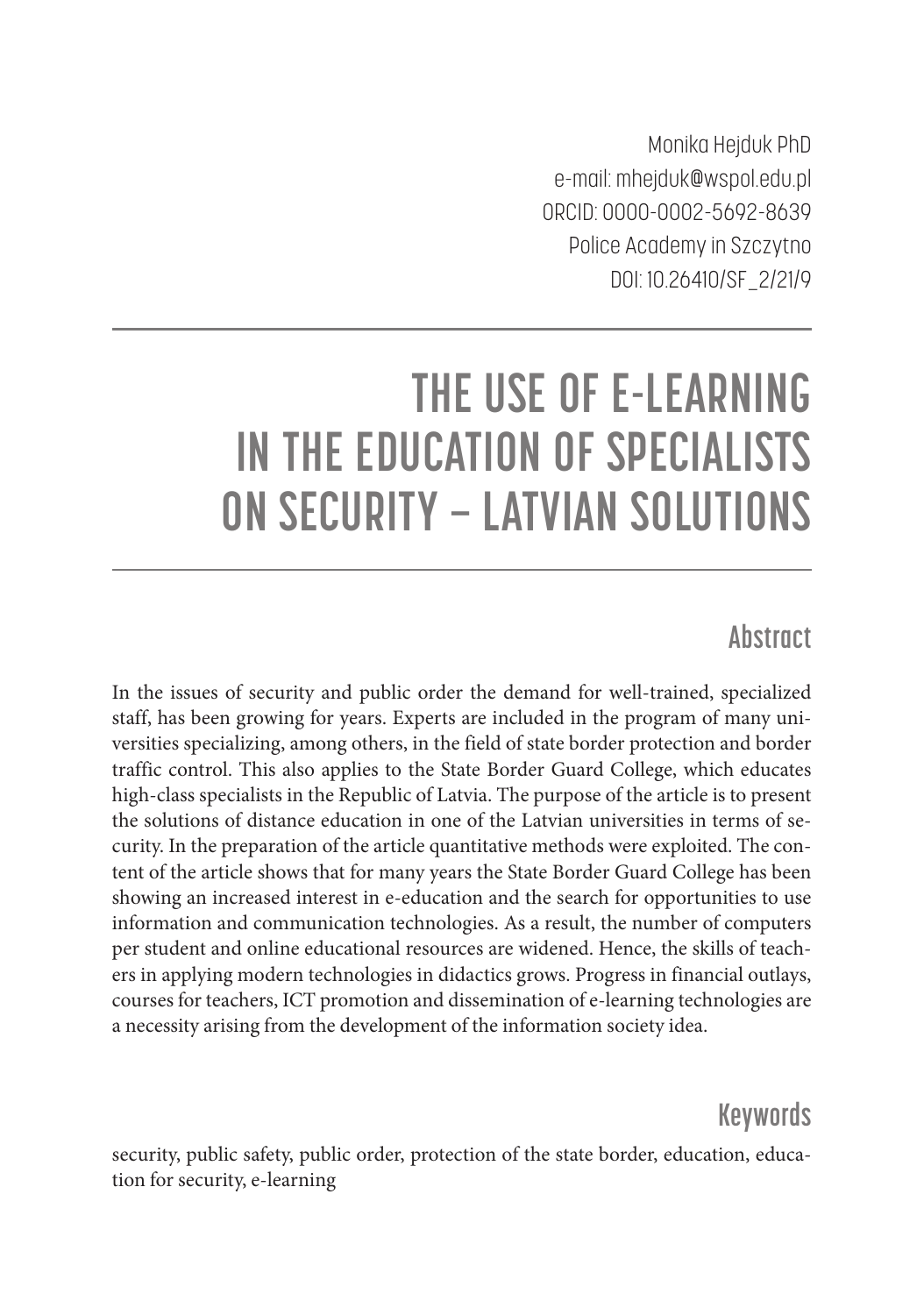Monika Hejduk PhD
e-mail: mhejduk@wspol.edu.pl
ORCID: 0000-0002-5692-8639
Police Academy in Szczytno
DOI: 10.26410/SF_2/21/9

# THE USE OF E-LEARNING IN THE EDUCATION OF SPECIALISTS ON SECURITY – LATVIAN SOLUTIONS

## Abstract

In the issues of security and public order the demand for well-trained, specialized staff, has been growing for years. Experts are included in the program of many universities specializing, among others, in the field of state border protection and border traffic control. This also applies to the State Border Guard College, which educates high-class specialists in the Republic of Latvia. The purpose of the article is to present the solutions of distance education in one of the Latvian universities in terms of security. In the preparation of the article quantitative methods were exploited. The content of the article shows that for many years the State Border Guard College has been showing an increased interest in e-education and the search for opportunities to use information and communication technologies. As a result, the number of computers per student and online educational resources are widened. Hence, the skills of teachers in applying modern technologies in didactics grows. Progress in financial outlays, courses for teachers, ICT promotion and dissemination of e-learning technologies are a necessity arising from the development of the information society idea.

## Keywords

security, public safety, public order, protection of the state border, education, education for security, e-learning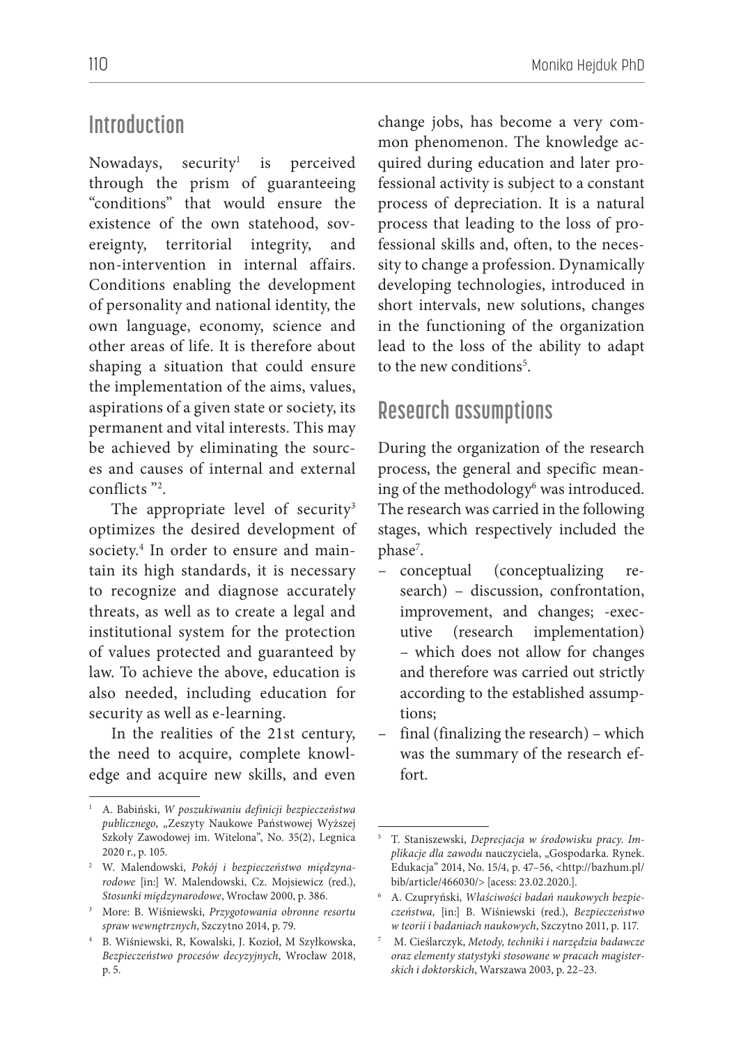## Introduction

Nowadays, security[1] is perceived through the prism of guaranteeing "conditions" that would ensure the existence of the own statehood, sovereignty, territorial integrity, and non-intervention in internal affairs. Conditions enabling the development of personality and national identity, the own language, economy, science and other areas of life. It is therefore about shaping a situation that could ensure the implementation of the aims, values, aspirations of a given state or society, its permanent and vital interests. This may be achieved by eliminating the sources and causes of internal and external conflicts "[2].

The appropriate level of security[3] optimizes the desired development of society.[4] In order to ensure and maintain its high standards, it is necessary to recognize and diagnose accurately threats, as well as to create a legal and institutional system for the protection of values protected and guaranteed by law. To achieve the above, education is also needed, including education for security as well as e-learning.

In the realities of the 21st century, the need to acquire, complete knowledge and acquire new skills, and even change jobs, has become a very common phenomenon. The knowledge acquired during education and later professional activity is subject to a constant process of depreciation. It is a natural process that leading to the loss of professional skills and, often, to the necessity to change a profession. Dynamically developing technologies, introduced in short intervals, new solutions, changes in the functioning of the organization lead to the loss of the ability to adapt to the new conditions[5].

## Research assumptions

During the organization of the research process, the general and specific meaning of the methodology[6] was introduced. The research was carried in the following stages, which respectively included the phase[7].

- conceptual (conceptualizing research) – discussion, confrontation, improvement, and changes; -executive (research implementation) – which does not allow for changes and therefore was carried out strictly according to the established assumptions;
- final (finalizing the research) – which was the summary of the research effort.

---

1 A. Babiński, *W poszukiwaniu definicji bezpieczeństwa publicznego*, „Zeszyty Naukowe Państwowej Wyższej Szkoły Zawodowej im. Witelona", No. 35(2), Legnica 2020 r., p. 105.

2 W. Malendowski, *Pokój i bezpieczeństwo międzynarodowe* [in:] W. Malendowski, Cz. Mojsiewicz (red.), *Stosunki międzynarodowe*, Wrocław 2000, p. 386.

3 More: B. Wiśniewski, *Przygotowania obronne resortu spraw wewnętrznych*, Szczytno 2014, p. 79.

4 B. Wiśniewski, R, Kowalski, J. Kozioł, M Szyłkowska, *Bezpieczeństwo procesów decyzyjnych*, Wrocław 2018, p. 5.

5 T. Staniszewski, *Deprecjacja w środowisku pracy. Implikacje dla zawodu* nauczyciela, „Gospodarka. Rynek. Edukacja" 2014, No. 15/4, p. 47–56, <http://bazhum.pl/bib/article/466030/> [acess: 23.02.2020.].

6 A. Czupryński, *Właściwości badań naukowych bezpieczeństwa,* [in:] B. Wiśniewski (red.), *Bezpieczeństwo w teorii i badaniach naukowych*, Szczytno 2011, p. 117.

7 M. Cieślarczyk, *Metody, techniki i narzędzia badawcze oraz elementy statystyki stosowane w pracach magisterskich i doktorskich*, Warszawa 2003, p. 22–23.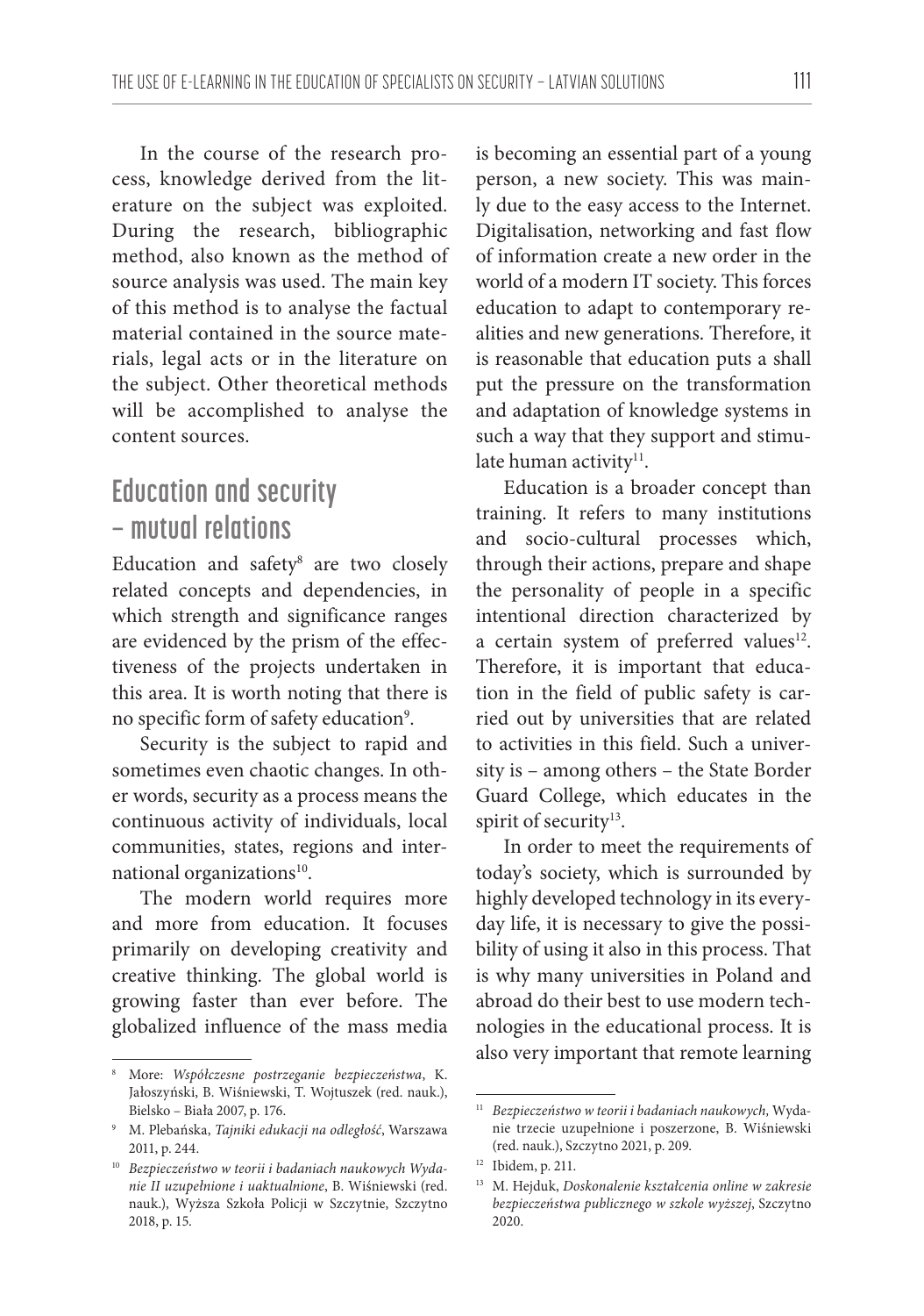In the course of the research process, knowledge derived from the literature on the subject was exploited. During the research, bibliographic method, also known as the method of source analysis was used. The main key of this method is to analyse the factual material contained in the source materials, legal acts or in the literature on the subject. Other theoretical methods will be accomplished to analyse the content sources.

## Education and security – mutual relations

Education and safety[8] are two closely related concepts and dependencies, in which strength and significance ranges are evidenced by the prism of the effectiveness of the projects undertaken in this area. It is worth noting that there is no specific form of safety education[9].

Security is the subject to rapid and sometimes even chaotic changes. In other words, security as a process means the continuous activity of individuals, local communities, states, regions and international organizations[10].

The modern world requires more and more from education. It focuses primarily on developing creativity and creative thinking. The global world is growing faster than ever before. The globalized influence of the mass media is becoming an essential part of a young person, a new society. This was mainly due to the easy access to the Internet. Digitalisation, networking and fast flow of information create a new order in the world of a modern IT society. This forces education to adapt to contemporary realities and new generations. Therefore, it is reasonable that education puts a shall put the pressure on the transformation and adaptation of knowledge systems in such a way that they support and stimulate human activity[11].

Education is a broader concept than training. It refers to many institutions and socio-cultural processes which, through their actions, prepare and shape the personality of people in a specific intentional direction characterized by a certain system of preferred values[12]. Therefore, it is important that education in the field of public safety is carried out by universities that are related to activities in this field. Such a university is – among others – the State Border Guard College, which educates in the spirit of security[13].

In order to meet the requirements of today's society, which is surrounded by highly developed technology in its everyday life, it is necessary to give the possibility of using it also in this process. That is why many universities in Poland and abroad do their best to use modern technologies in the educational process. It is also very important that remote learning

---

[8] More: *Współczesne postrzeganie bezpieczeństwa*, K. Jałoszyński, B. Wiśniewski, T. Wojtuszek (red. nauk.), Bielsko – Biała 2007, p. 176.

[9] M. Plebańska, *Tajniki edukacji na odległość*, Warszawa 2011, p. 244.

[10] *Bezpieczeństwo w teorii i badaniach naukowych Wydanie II uzupełnione i uaktualnione*, B. Wiśniewski (red. nauk.), Wyższa Szkoła Policji w Szczytnie, Szczytno 2018, p. 15.

[11] *Bezpieczeństwo w teorii i badaniach naukowych,* Wydanie trzecie uzupełnione i poszerzone, B. Wiśniewski (red. nauk.), Szczytno 2021, p. 209.

[12] Ibidem, p. 211.

[13] M. Hejduk, *Doskonalenie kształcenia online w zakresie bezpieczeństwa publicznego w szkole wyższej*, Szczytno 2020.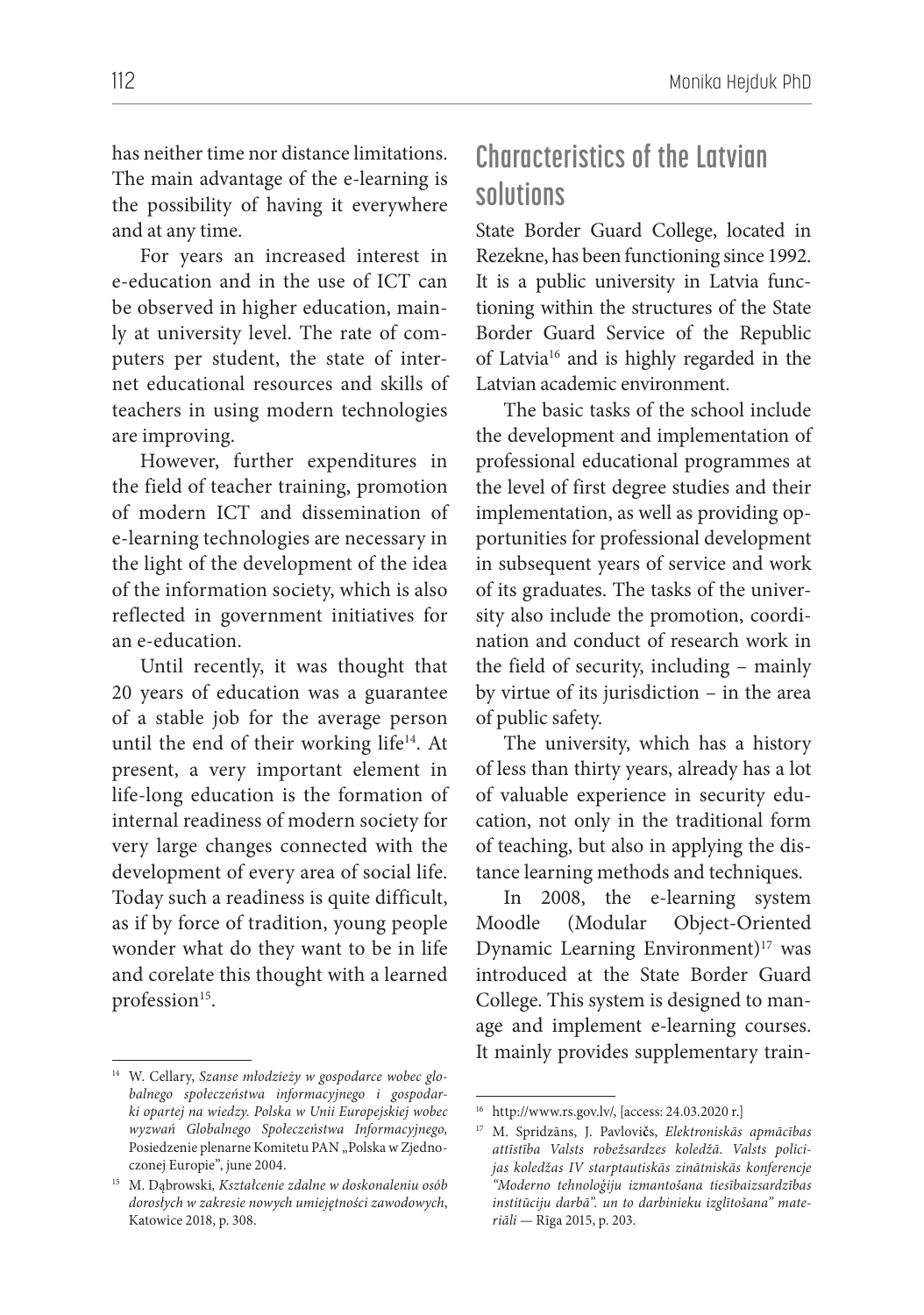has neither time nor distance limitations. The main advantage of the e-learning is the possibility of having it everywhere and at any time.

For years an increased interest in e-education and in the use of ICT can be observed in higher education, mainly at university level. The rate of computers per student, the state of internet educational resources and skills of teachers in using modern technologies are improving.

However, further expenditures in the field of teacher training, promotion of modern ICT and dissemination of e-learning technologies are necessary in the light of the development of the idea of the information society, which is also reflected in government initiatives for an e-education.

Until recently, it was thought that 20 years of education was a guarantee of a stable job for the average person until the end of their working life[14]. At present, a very important element in life-long education is the formation of internal readiness of modern society for very large changes connected with the development of every area of social life. Today such a readiness is quite difficult, as if by force of tradition, young people wonder what do they want to be in life and corelate this thought with a learned profession[15].

## Characteristics of the Latvian solutions

State Border Guard College, located in Rezekne, has been functioning since 1992. It is a public university in Latvia functioning within the structures of the State Border Guard Service of the Republic of Latvia[16] and is highly regarded in the Latvian academic environment.

The basic tasks of the school include the development and implementation of professional educational programmes at the level of first degree studies and their implementation, as well as providing opportunities for professional development in subsequent years of service and work of its graduates. The tasks of the university also include the promotion, coordination and conduct of research work in the field of security, including – mainly by virtue of its jurisdiction – in the area of public safety.

The university, which has a history of less than thirty years, already has a lot of valuable experience in security education, not only in the traditional form of teaching, but also in applying the distance learning methods and techniques.

In 2008, the e-learning system Moodle (Modular Object-Oriented Dynamic Learning Environment)[17] was introduced at the State Border Guard College. This system is designed to manage and implement e-learning courses. It mainly provides supplementary train-

---

[14] W. Cellary, *Szanse młodzieży w gospodarce wobec globalnego społeczeństwa informacyjnego i gospodarki opartej na wiedzy. Polska w Unii Europejskiej wobec wyzwań Globalnego Społeczeństwa Informacyjnego,* Posiedzenie plenarne Komitetu PAN „Polska w Zjednoczonej Europie", june 2004.

[15] M. Dąbrowski, *Kształcenie zdalne w doskonaleniu osób dorosłych w zakresie nowych umiejętności zawodowych*, Katowice 2018, p. 308.

[16] http://www.rs.gov.lv/, [access: 24.03.2020 r.]

[17] M. Spridzāns, J. Pavlovičs, *Elektroniskās apmācības attīstība Valsts robežsardzes koledžā. Valsts policijas koledžas IV starptautiskās zinātniskās konferencje "Moderno tehnoloģiju izmantošana tiesībaizsardzības institūciju darbā". un to darbinieku izglītošana" materiāli* — Rīga 2015, p. 203.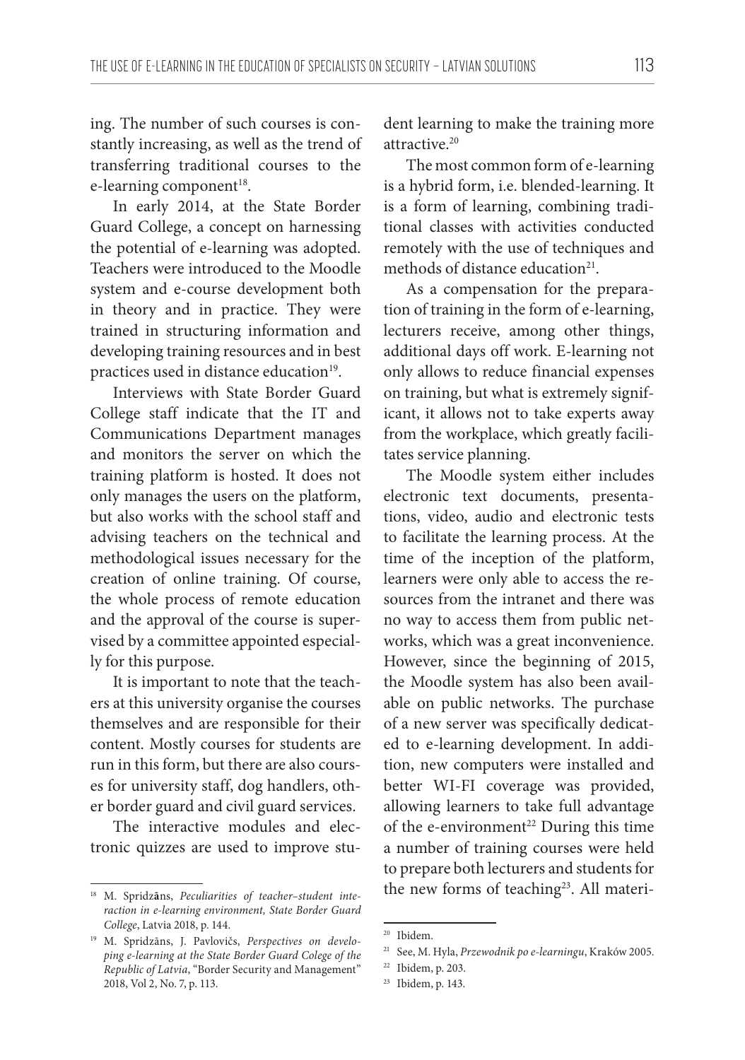ing. The number of such courses is constantly increasing, as well as the trend of transferring traditional courses to the e-learning component[18].

In early 2014, at the State Border Guard College, a concept on harnessing the potential of e-learning was adopted. Teachers were introduced to the Moodle system and e-course development both in theory and in practice. They were trained in structuring information and developing training resources and in best practices used in distance education[19].

Interviews with State Border Guard College staff indicate that the IT and Communications Department manages and monitors the server on which the training platform is hosted. It does not only manages the users on the platform, but also works with the school staff and advising teachers on the technical and methodological issues necessary for the creation of online training. Of course, the whole process of remote education and the approval of the course is supervised by a committee appointed especially for this purpose.

It is important to note that the teachers at this university organise the courses themselves and are responsible for their content. Mostly courses for students are run in this form, but there are also courses for university staff, dog handlers, other border guard and civil guard services.

The interactive modules and electronic quizzes are used to improve student learning to make the training more attractive.[20]

The most common form of e-learning is a hybrid form, i.e. blended-learning. It is a form of learning, combining traditional classes with activities conducted remotely with the use of techniques and methods of distance education[21].

As a compensation for the preparation of training in the form of e-learning, lecturers receive, among other things, additional days off work. E-learning not only allows to reduce financial expenses on training, but what is extremely significant, it allows not to take experts away from the workplace, which greatly facilitates service planning.

The Moodle system either includes electronic text documents, presentations, video, audio and electronic tests to facilitate the learning process. At the time of the inception of the platform, learners were only able to access the resources from the intranet and there was no way to access them from public networks, which was a great inconvenience. However, since the beginning of 2015, the Moodle system has also been available on public networks. The purchase of a new server was specifically dedicated to e-learning development. In addition, new computers were installed and better WI-FI coverage was provided, allowing learners to take full advantage of the e-environment[22] During this time a number of training courses were held to prepare both lecturers and students for the new forms of teaching[23]. All materi-

---

[18] M. Spridzāns, *Peculiarities of teacher–student interaction in e-learning environment, State Border Guard College*, Latvia 2018, p. 144.

[19] M. Spridzāns, J. Pavlovičs, *Perspectives on developing e-learning at the State Border Guard Coleg of the Republic of Latvia*, "Border Security and Management" 2018, Vol 2, No. 7, p. 113.

[20] Ibidem.

[21] See, M. Hyla, *Przewodnik po e-learningu*, Kraków 2005.

[22] Ibidem, p. 203.

[23] Ibidem, p. 143.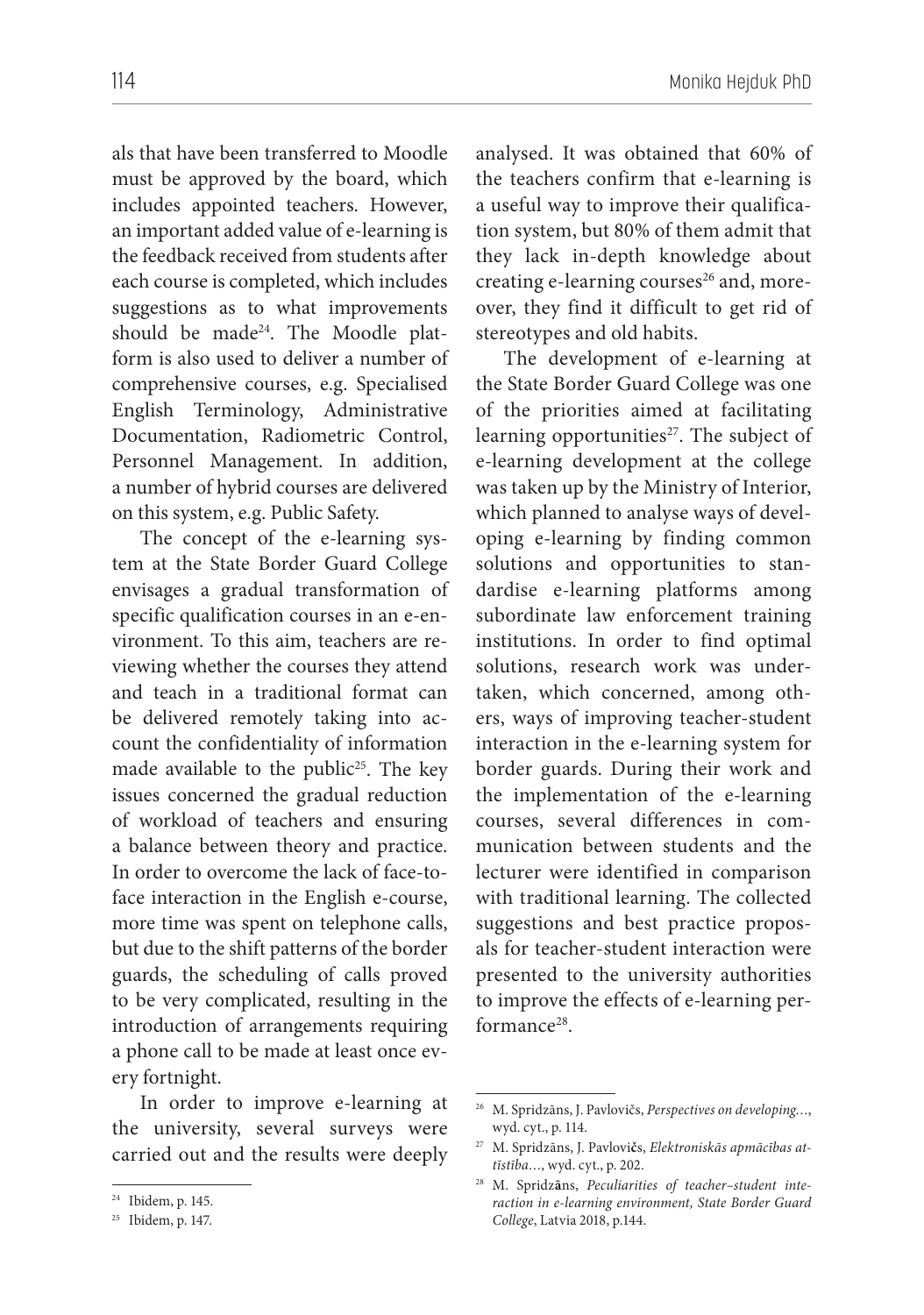als that have been transferred to Moodle must be approved by the board, which includes appointed teachers. However, an important added value of e-learning is the feedback received from students after each course is completed, which includes suggestions as to what improvements should be made[24]. The Moodle platform is also used to deliver a number of comprehensive courses, e.g. Specialised English Terminology, Administrative Documentation, Radiometric Control, Personnel Management. In addition, a number of hybrid courses are delivered on this system, e.g. Public Safety.

The concept of the e-learning system at the State Border Guard College envisages a gradual transformation of specific qualification courses in an e-environment. To this aim, teachers are reviewing whether the courses they attend and teach in a traditional format can be delivered remotely taking into account the confidentiality of information made available to the public[25]. The key issues concerned the gradual reduction of workload of teachers and ensuring a balance between theory and practice. In order to overcome the lack of face-to-face interaction in the English e-course, more time was spent on telephone calls, but due to the shift patterns of the border guards, the scheduling of calls proved to be very complicated, resulting in the introduction of arrangements requiring a phone call to be made at least once every fortnight.

In order to improve e-learning at the university, several surveys were carried out and the results were deeply analysed. It was obtained that 60% of the teachers confirm that e-learning is a useful way to improve their qualification system, but 80% of them admit that they lack in-depth knowledge about creating e-learning courses[26] and, moreover, they find it difficult to get rid of stereotypes and old habits.

The development of e-learning at the State Border Guard College was one of the priorities aimed at facilitating learning opportunities[27]. The subject of e-learning development at the college was taken up by the Ministry of Interior, which planned to analyse ways of developing e-learning by finding common solutions and opportunities to standardise e-learning platforms among subordinate law enforcement training institutions. In order to find optimal solutions, research work was undertaken, which concerned, among others, ways of improving teacher-student interaction in the e-learning system for border guards. During their work and the implementation of the e-learning courses, several differences in communication between students and the lecturer were identified in comparison with traditional learning. The collected suggestions and best practice proposals for teacher-student interaction were presented to the university authorities to improve the effects of e-learning performance[28].

---

[24] Ibidem, p. 145.

[25] Ibidem, p. 147.

[26] M. Spridzāns, J. Pavlovičs, *Perspectives on developing…*, wyd. cyt., p. 114.

[27] M. Spridzāns, J. Pavlovičs, *Elektroniskās apmācības attīstība…*, wyd. cyt., p. 202.

[28] M. Spridzāns, *Peculiarities of teacher–student interaction in e-learning environment, State Border Guard College*, Latvia 2018, p.144.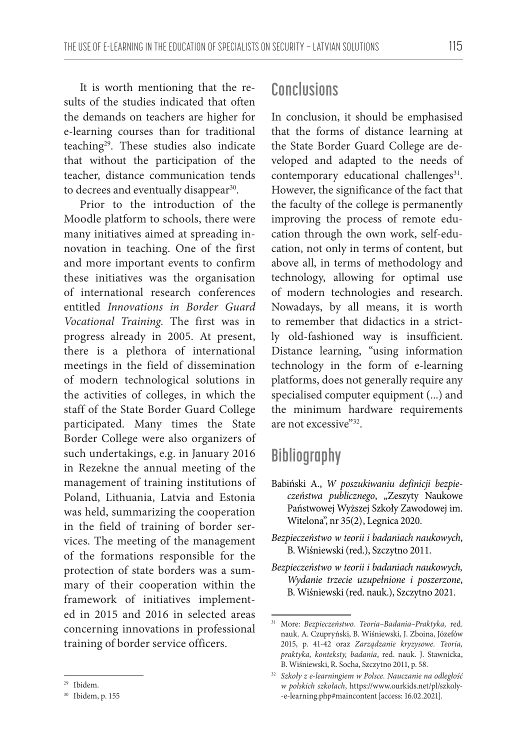It is worth mentioning that the results of the studies indicated that often the demands on teachers are higher for e-learning courses than for traditional teaching[29]. These studies also indicate that without the participation of the teacher, distance communication tends to decrees and eventually disappear[30].

Prior to the introduction of the Moodle platform to schools, there were many initiatives aimed at spreading innovation in teaching. One of the first and more important events to confirm these initiatives was the organisation of international research conferences entitled *Innovations in Border Guard Vocational Training.* The first was in progress already in 2005. At present, there is a plethora of international meetings in the field of dissemination of modern technological solutions in the activities of colleges, in which the staff of the State Border Guard College participated. Many times the State Border College were also organizers of such undertakings, e.g. in January 2016 in Rezekne the annual meeting of the management of training institutions of Poland, Lithuania, Latvia and Estonia was held, summarizing the cooperation in the field of training of border services. The meeting of the management of the formations responsible for the protection of state borders was a summary of their cooperation within the framework of initiatives implemented in 2015 and 2016 in selected areas concerning innovations in professional training of border service officers.

## Conclusions

In conclusion, it should be emphasised that the forms of distance learning at the State Border Guard College are developed and adapted to the needs of contemporary educational challenges[31]. However, the significance of the fact that the faculty of the college is permanently improving the process of remote education through the own work, self-education, not only in terms of content, but above all, in terms of methodology and technology, allowing for optimal use of modern technologies and research. Nowadays, by all means, it is worth to remember that didactics in a strictly old-fashioned way is insufficient. Distance learning, "using information technology in the form of e-learning platforms, does not generally require any specialised computer equipment (...) and the minimum hardware requirements are not excessive"[32].

## Bibliography

Babiński A., *W poszukiwaniu definicji bezpieczeństwa publicznego*, „Zeszyty Naukowe Państwowej Wyższej Szkoły Zawodowej im. Witelona", nr 35(2), Legnica 2020.

*Bezpieczeństwo w teorii i badaniach naukowych*, B. Wiśniewski (red.), Szczytno 2011.

*Bezpieczeństwo w teorii i badaniach naukowych, Wydanie trzecie uzupełnione i poszerzone*, B. Wiśniewski (red. nauk.), Szczytno 2021.

---

[29] Ibidem.

[30] Ibidem, p. 155

[31] More: *Bezpieczeństwo. Teoria–Badania–Praktyka,* red. nauk. A. Czupryński, B. Wiśniewski, J. Zboina, Józefów 2015, p. 41-42 oraz *Zarządzanie kryzysowe. Teoria, praktyka, konteksty, badania*, red. nauk. J. Stawnicka, B. Wiśniewski, R. Socha, Szczytno 2011, p. 58.

[32] *Szkoły z e-learningiem w Polsce. Nauczanie na odległość w polskich szkołach*, https://www.ourkids.net/pl/szkoly--e-learning.php#maincontent [access: 16.02.2021].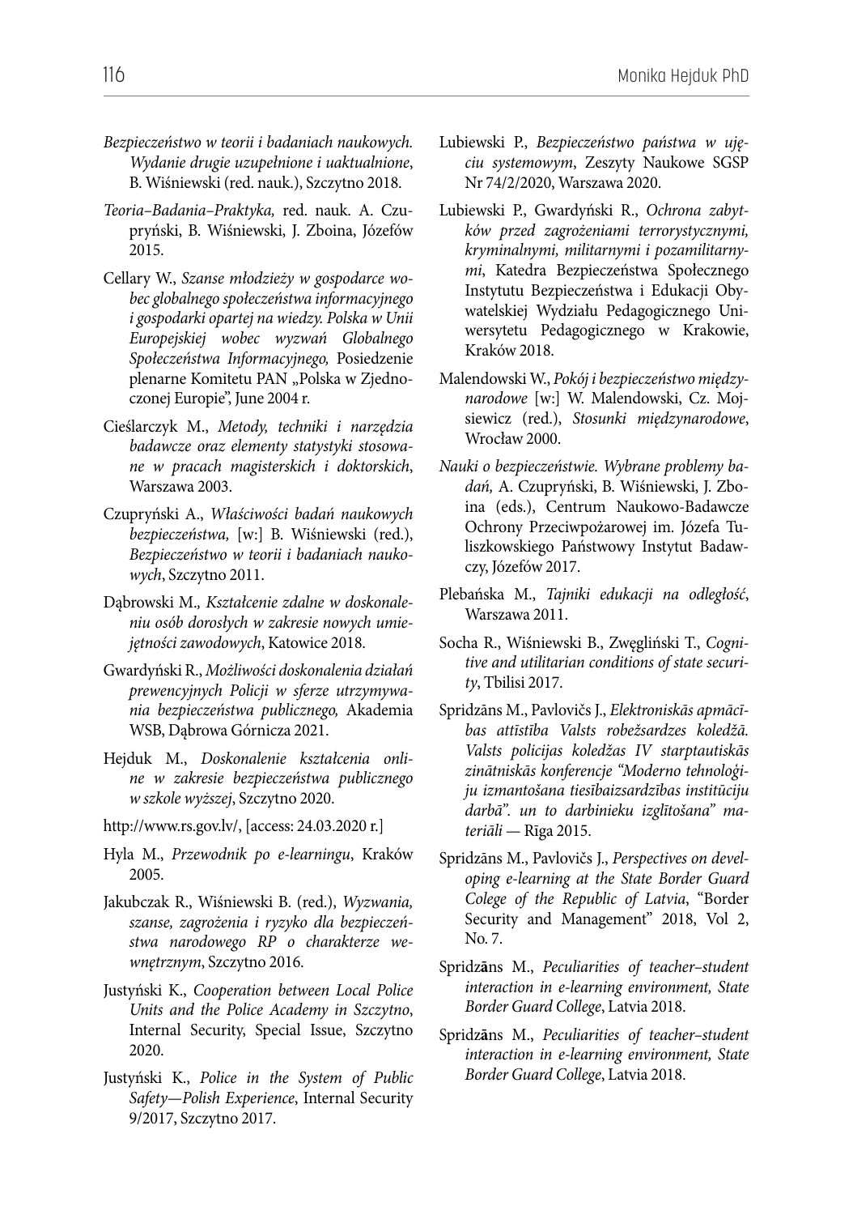*Bezpieczeństwo w teorii i badaniach naukowych. Wydanie drugie uzupełnione i uaktualnione*, B. Wiśniewski (red. nauk.), Szczytno 2018.

*Teoria–Badania–Praktyka,* red. nauk. A. Czupryński, B. Wiśniewski, J. Zboina, Józefów 2015.

Cellary W., *Szanse młodzieży w gospodarce wobec globalnego społeczeństwa informacyjnego i gospodarki opartej na wiedzy. Polska w Unii Europejskiej wobec wyzwań Globalnego Społeczeństwa Informacyjnego,* Posiedzenie plenarne Komitetu PAN „Polska w Zjednoczonej Europie", June 2004 r.

Cieślarczyk M., *Metody, techniki i narzędzia badawcze oraz elementy statystyki stosowane w pracach magisterskich i doktorskich*, Warszawa 2003.

Czupryński A., *Właściwości badań naukowych bezpieczeństwa,* [w:] B. Wiśniewski (red.), *Bezpieczeństwo w teorii i badaniach naukowych*, Szczytno 2011.

Dąbrowski M.*, Kształcenie zdalne w doskonaleniu osób dorosłych w zakresie nowych umiejętności zawodowych*, Katowice 2018.

Gwardyński R., *Możliwości doskonalenia działań prewencyjnych Policji w sferze utrzymywania bezpieczeństwa publicznego,* Akademia WSB, Dąbrowa Górnicza 2021.

Hejduk M., *Doskonalenie kształcenia online w zakresie bezpieczeństwa publicznego w szkole wyższej*, Szczytno 2020.

http://www.rs.gov.lv/, [access: 24.03.2020 r.]

Hyla M., *Przewodnik po e-learningu*, Kraków 2005.

Jakubczak R., Wiśniewski B. (red.), *Wyzwania, szanse, zagrożenia i ryzyko dla bezpieczeństwa narodowego RP o charakterze wewnętrznym*, Szczytno 2016.

Justyński K., *Cooperation between Local Police Units and the Police Academy in Szczytno*, Internal Security, Special Issue, Szczytno 2020.

Justyński K., *Police in the System of Public Safety—Polish Experience*, Internal Security 9/2017, Szczytno 2017.

Lubiewski P., *Bezpieczeństwo państwa w ujęciu systemowym*, Zeszyty Naukowe SGSP Nr 74/2/2020, Warszawa 2020.

Lubiewski P., Gwardyński R., *Ochrona zabytków przed zagrożeniami terrorystycznymi, kryminalnymi, militarnymi i pozamilitarnymi*, Katedra Bezpieczeństwa Społecznego Instytutu Bezpieczeństwa i Edukacji Obywatelskiej Wydziału Pedagogicznego Uniwersytetu Pedagogicznego w Krakowie, Kraków 2018.

Malendowski W., *Pokój i bezpieczeństwo międzynarodowe* [w:] W. Malendowski, Cz. Mojsiewicz (red.), *Stosunki międzynarodowe*, Wrocław 2000.

*Nauki o bezpieczeństwie. Wybrane problemy badań,* A. Czupryński, B. Wiśniewski, J. Zboina (eds.), Centrum Naukowo-Badawcze Ochrony Przeciwpożarowej im. Józefa Tuliszkowskiego Państwowy Instytut Badawczy, Józefów 2017.

Plebańska M., *Tajniki edukacji na odległość*, Warszawa 2011.

Socha R., Wiśniewski B., Zwęgliński T., *Cognitive and utilitarian conditions of state security*, Tbilisi 2017.

Spridzāns M., Pavlovičs J., *Elektroniskās apmācības attīstība Valsts robežsardzes koledžā. Valsts policijas koledžas IV starptautiskās zinātniskās konferencje "Moderno tehnoloģiju izmantošana tiesībaizsardzības institūciju darbā". un to darbinieku izglītošana" materiāli* — Rīga 2015.

Spridzāns M., Pavlovičs J., *Perspectives on developing e-learning at the State Border Guard Colege of the Republic of Latvia*, "Border Security and Management" 2018, Vol 2, No. 7.

Spridz**ā**ns M., *Peculiarities of teacher–student interaction in e-learning environment, State Border Guard College*, Latvia 2018.

Spridz**ā**ns M., *Peculiarities of teacher–student interaction in e-learning environment, State Border Guard College*, Latvia 2018.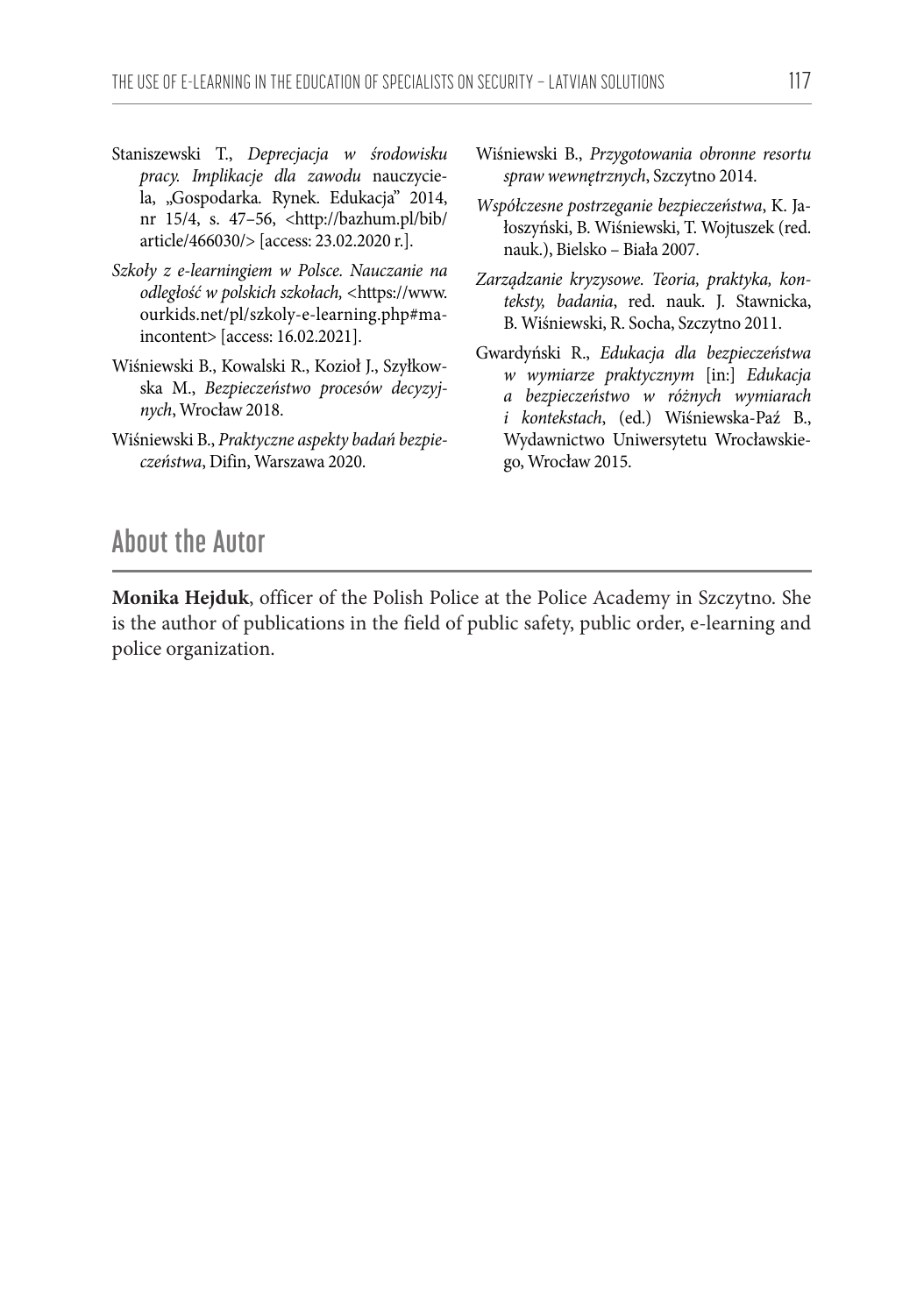Staniszewski T., *Deprecjacja w środowisku pracy. Implikacje dla zawodu* nauczyciela, „Gospodarka. Rynek. Edukacja" 2014, nr 15/4, s. 47–56, <http://bazhum.pl/bib/article/466030/> [access: 23.02.2020 r.].

*Szkoły z e-learningiem w Polsce. Nauczanie na odległość w polskich szkołach,* <https://www.ourkids.net/pl/szkoly-e-learning.php#maincontent> [access: 16.02.2021].

Wiśniewski B., Kowalski R., Kozioł J., Szyłkowska M., *Bezpieczeństwo procesów decyzyjnych*, Wrocław 2018.

Wiśniewski B., *Praktyczne aspekty badań bezpieczeństwa*, Difin, Warszawa 2020.

Wiśniewski B., *Przygotowania obronne resortu spraw wewnętrznych*, Szczytno 2014.

*Współczesne postrzeganie bezpieczeństwa*, K. Jałoszyński, B. Wiśniewski, T. Wojtuszek (red. nauk.), Bielsko – Biała 2007.

*Zarządzanie kryzysowe. Teoria, praktyka, konteksty, badania*, red. nauk. J. Stawnicka, B. Wiśniewski, R. Socha, Szczytno 2011.

Gwardyński R., *Edukacja dla bezpieczeństwa w wymiarze praktycznym* [in:] *Edukacja a bezpieczeństwo w różnych wymiarach i kontekstach*, (ed.) Wiśniewska-Paź B., Wydawnictwo Uniwersytetu Wrocławskiego, Wrocław 2015.

## About the Autor

**Monika Hejduk**, officer of the Polish Police at the Police Academy in Szczytno. She is the author of publications in the field of public safety, public order, e-learning and police organization.